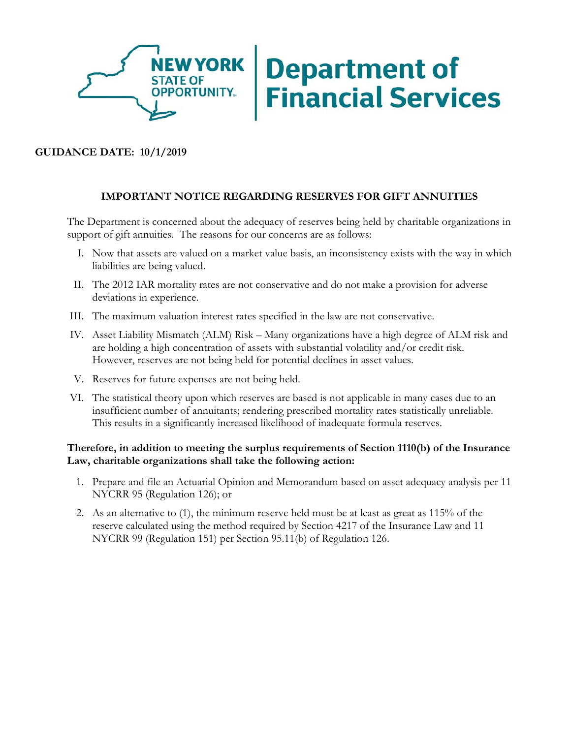NEW YORK STATE OF OPPORTUNITY | Department of Financial Services

**GUIDANCE DATE: 10/1/2019**

## IMPORTANT NOTICE REGARDING RESERVES FOR GIFT ANNUITIES

The Department is concerned about the adequacy of reserves being held by charitable organizations in support of gift annuities. The reasons for our concerns are as follows:

I. Now that assets are valued on a market value basis, an inconsistency exists with the way in which liabilities are being valued.

II. The 2012 IAR mortality rates are not conservative and do not make a provision for adverse deviations in experience.

III. The maximum valuation interest rates specified in the law are not conservative.

IV. Asset Liability Mismatch (ALM) Risk – Many organizations have a high degree of ALM risk and are holding a high concentration of assets with substantial volatility and/or credit risk. However, reserves are not being held for potential declines in asset values.

V. Reserves for future expenses are not being held.

VI. The statistical theory upon which reserves are based is not applicable in many cases due to an insufficient number of annuitants; rendering prescribed mortality rates statistically unreliable. This results in a significantly increased likelihood of inadequate formula reserves.

**Therefore, in addition to meeting the surplus requirements of Section 1110(b) of the Insurance Law, charitable organizations shall take the following action:**

1. Prepare and file an Actuarial Opinion and Memorandum based on asset adequacy analysis per 11 NYCRR 95 (Regulation 126); or
2. As an alternative to (1), the minimum reserve held must be at least as great as 115% of the reserve calculated using the method required by Section 4217 of the Insurance Law and 11 NYCRR 99 (Regulation 151) per Section 95.11(b) of Regulation 126.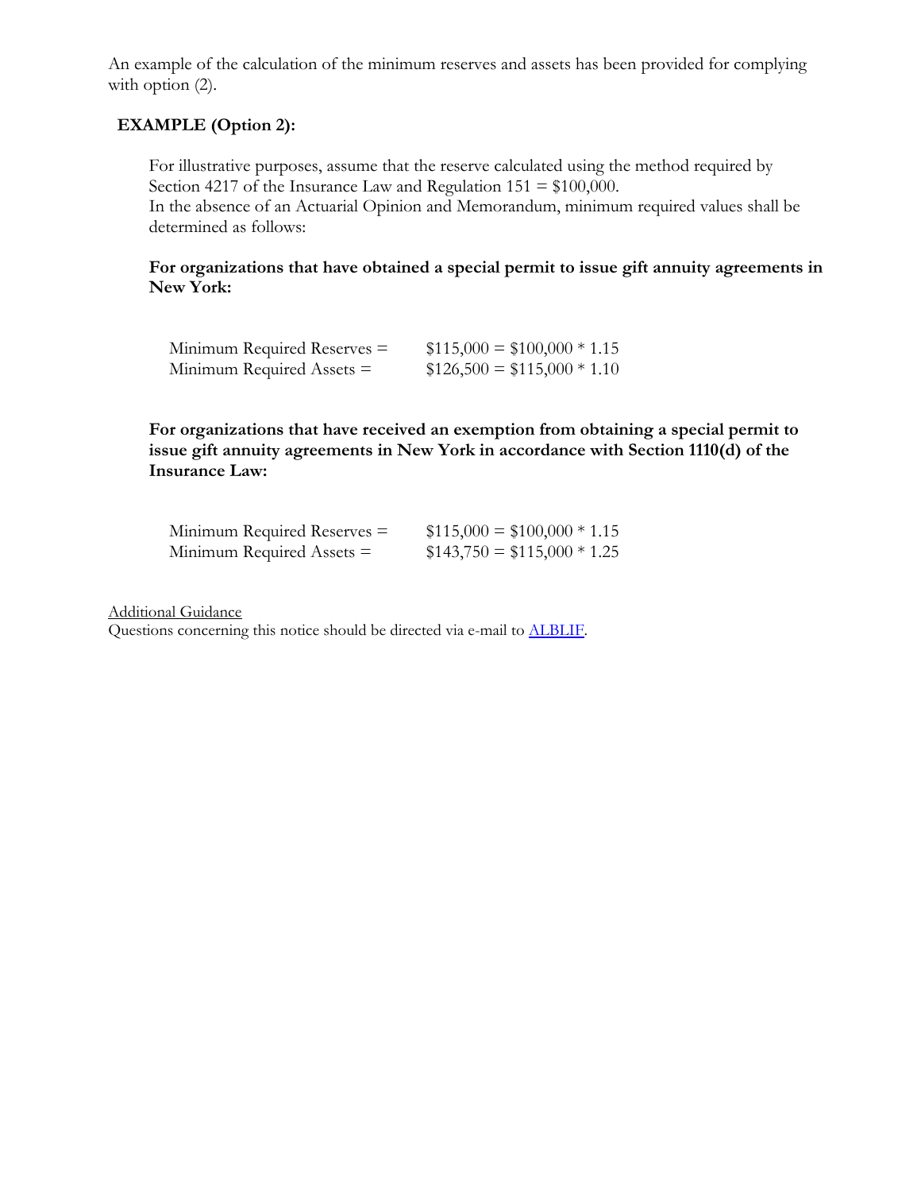An example of the calculation of the minimum reserves and assets has been provided for complying with option (2).

**EXAMPLE (Option 2):**

For illustrative purposes, assume that the reserve calculated using the method required by Section 4217 of the Insurance Law and Regulation 151 = $100,000.
In the absence of an Actuarial Opinion and Memorandum, minimum required values shall be determined as follows:

**For organizations that have obtained a special permit to issue gift annuity agreements in New York:**

| | |
|---|---|
| Minimum Required Reserves = | $115,000 = $100,000 * 1.15 |
| Minimum Required Assets = | $126,500 = $115,000 * 1.10 |

**For organizations that have received an exemption from obtaining a special permit to issue gift annuity agreements in New York in accordance with Section 1110(d) of the Insurance Law:**

| | |
|---|---|
| Minimum Required Reserves = | $115,000 = $100,000 * 1.15 |
| Minimum Required Assets = | $143,750 = $115,000 * 1.25 |

Additional Guidance
Questions concerning this notice should be directed via e-mail to ALBLIF.